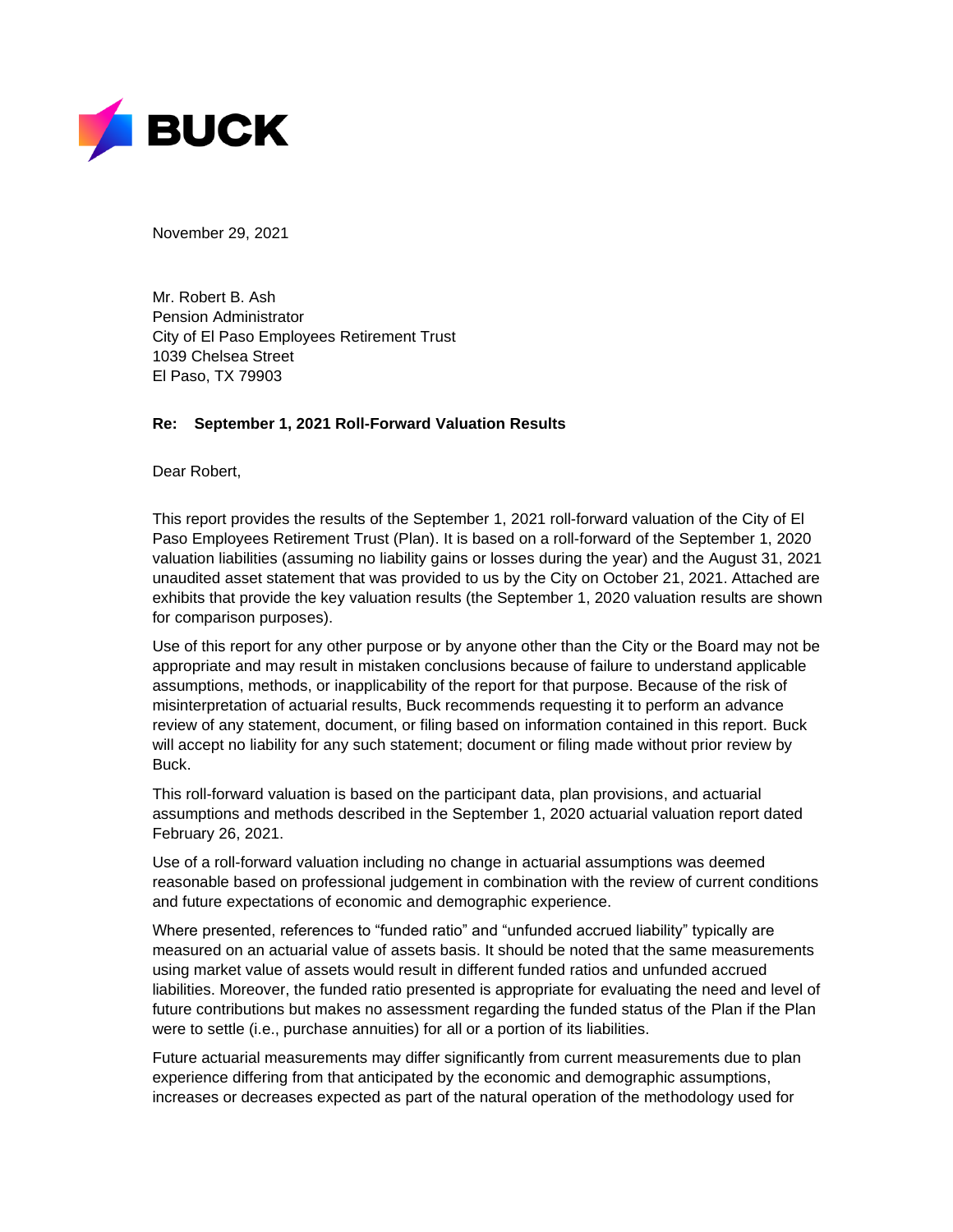BUCK

November 29, 2021

Mr. Robert B. Ash
Pension Administrator
City of El Paso Employees Retirement Trust
1039 Chelsea Street
El Paso, TX 79903

**Re: September 1, 2021 Roll-Forward Valuation Results**

Dear Robert,

This report provides the results of the September 1, 2021 roll-forward valuation of the City of El Paso Employees Retirement Trust (Plan). It is based on a roll-forward of the September 1, 2020 valuation liabilities (assuming no liability gains or losses during the year) and the August 31, 2021 unaudited asset statement that was provided to us by the City on October 21, 2021. Attached are exhibits that provide the key valuation results (the September 1, 2020 valuation results are shown for comparison purposes).

Use of this report for any other purpose or by anyone other than the City or the Board may not be appropriate and may result in mistaken conclusions because of failure to understand applicable assumptions, methods, or inapplicability of the report for that purpose. Because of the risk of misinterpretation of actuarial results, Buck recommends requesting it to perform an advance review of any statement, document, or filing based on information contained in this report. Buck will accept no liability for any such statement; document or filing made without prior review by Buck.

This roll-forward valuation is based on the participant data, plan provisions, and actuarial assumptions and methods described in the September 1, 2020 actuarial valuation report dated February 26, 2021.

Use of a roll-forward valuation including no change in actuarial assumptions was deemed reasonable based on professional judgement in combination with the review of current conditions and future expectations of economic and demographic experience.

Where presented, references to "funded ratio" and "unfunded accrued liability" typically are measured on an actuarial value of assets basis. It should be noted that the same measurements using market value of assets would result in different funded ratios and unfunded accrued liabilities. Moreover, the funded ratio presented is appropriate for evaluating the need and level of future contributions but makes no assessment regarding the funded status of the Plan if the Plan were to settle (i.e., purchase annuities) for all or a portion of its liabilities.

Future actuarial measurements may differ significantly from current measurements due to plan experience differing from that anticipated by the economic and demographic assumptions, increases or decreases expected as part of the natural operation of the methodology used for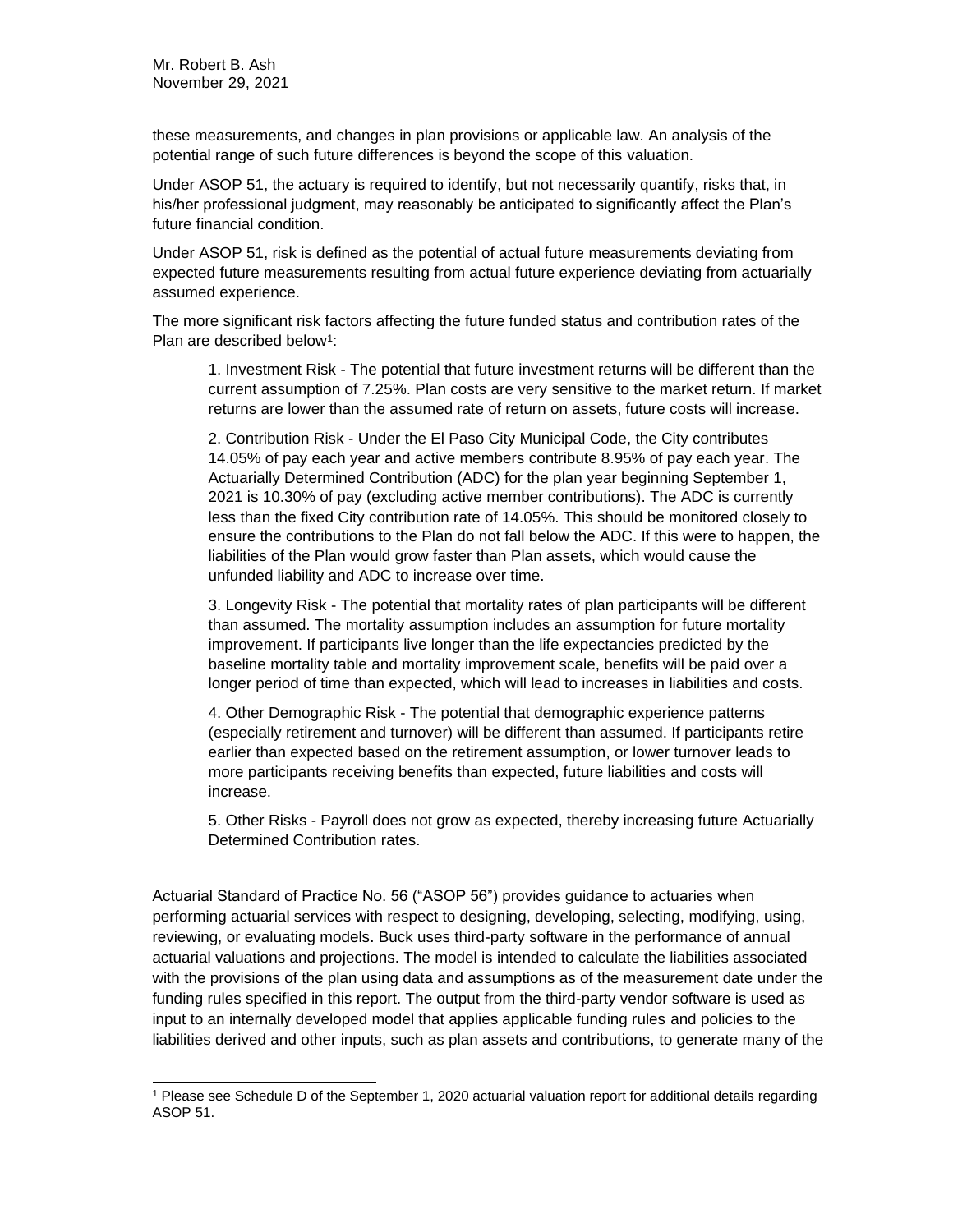these measurements, and changes in plan provisions or applicable law. An analysis of the potential range of such future differences is beyond the scope of this valuation.

Under ASOP 51, the actuary is required to identify, but not necessarily quantify, risks that, in his/her professional judgment, may reasonably be anticipated to significantly affect the Plan's future financial condition.

Under ASOP 51, risk is defined as the potential of actual future measurements deviating from expected future measurements resulting from actual future experience deviating from actuarially assumed experience.

The more significant risk factors affecting the future funded status and contribution rates of the Plan are described below[1]:

1. Investment Risk - The potential that future investment returns will be different than the current assumption of 7.25%. Plan costs are very sensitive to the market return. If market returns are lower than the assumed rate of return on assets, future costs will increase.

2. Contribution Risk - Under the El Paso City Municipal Code, the City contributes 14.05% of pay each year and active members contribute 8.95% of pay each year. The Actuarially Determined Contribution (ADC) for the plan year beginning September 1, 2021 is 10.30% of pay (excluding active member contributions). The ADC is currently less than the fixed City contribution rate of 14.05%. This should be monitored closely to ensure the contributions to the Plan do not fall below the ADC. If this were to happen, the liabilities of the Plan would grow faster than Plan assets, which would cause the unfunded liability and ADC to increase over time.

3. Longevity Risk - The potential that mortality rates of plan participants will be different than assumed. The mortality assumption includes an assumption for future mortality improvement. If participants live longer than the life expectancies predicted by the baseline mortality table and mortality improvement scale, benefits will be paid over a longer period of time than expected, which will lead to increases in liabilities and costs.

4. Other Demographic Risk - The potential that demographic experience patterns (especially retirement and turnover) will be different than assumed. If participants retire earlier than expected based on the retirement assumption, or lower turnover leads to more participants receiving benefits than expected, future liabilities and costs will increase.

5. Other Risks - Payroll does not grow as expected, thereby increasing future Actuarially Determined Contribution rates.

Actuarial Standard of Practice No. 56 ("ASOP 56") provides guidance to actuaries when performing actuarial services with respect to designing, developing, selecting, modifying, using, reviewing, or evaluating models. Buck uses third-party software in the performance of annual actuarial valuations and projections. The model is intended to calculate the liabilities associated with the provisions of the plan using data and assumptions as of the measurement date under the funding rules specified in this report. The output from the third-party vendor software is used as input to an internally developed model that applies applicable funding rules and policies to the liabilities derived and other inputs, such as plan assets and contributions, to generate many of the

[1] Please see Schedule D of the September 1, 2020 actuarial valuation report for additional details regarding ASOP 51.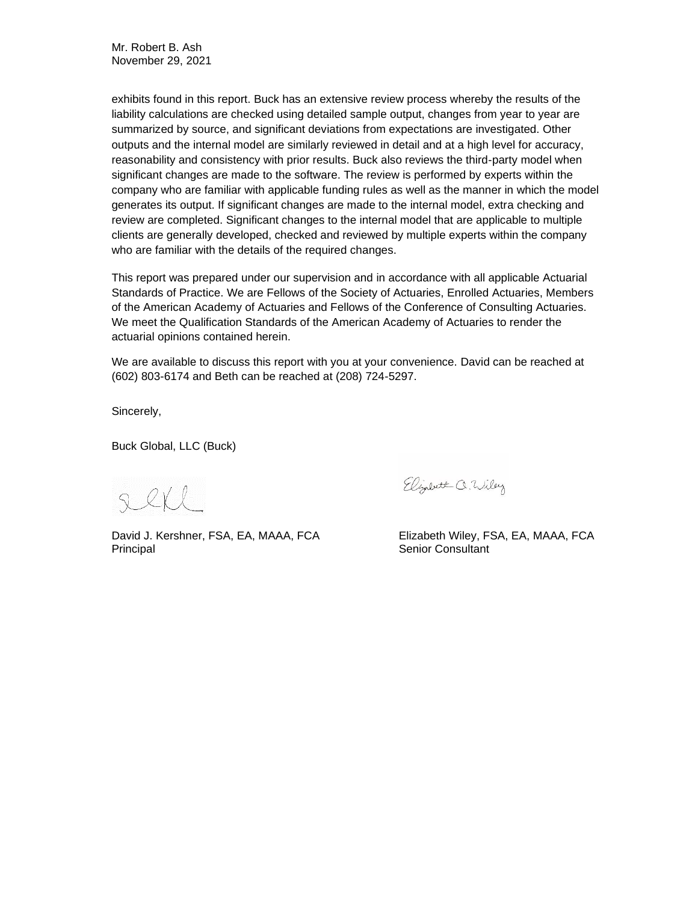exhibits found in this report. Buck has an extensive review process whereby the results of the liability calculations are checked using detailed sample output, changes from year to year are summarized by source, and significant deviations from expectations are investigated. Other outputs and the internal model are similarly reviewed in detail and at a high level for accuracy, reasonability and consistency with prior results. Buck also reviews the third-party model when significant changes are made to the software. The review is performed by experts within the company who are familiar with applicable funding rules as well as the manner in which the model generates its output. If significant changes are made to the internal model, extra checking and review are completed. Significant changes to the internal model that are applicable to multiple clients are generally developed, checked and reviewed by multiple experts within the company who are familiar with the details of the required changes.

This report was prepared under our supervision and in accordance with all applicable Actuarial Standards of Practice. We are Fellows of the Society of Actuaries, Enrolled Actuaries, Members of the American Academy of Actuaries and Fellows of the Conference of Consulting Actuaries. We meet the Qualification Standards of the American Academy of Actuaries to render the actuarial opinions contained herein.

We are available to discuss this report with you at your convenience. David can be reached at (602) 803-6174 and Beth can be reached at (208) 724-5297.

Sincerely,

Buck Global, LLC (Buck)

David J. Kershner, FSA, EA, MAAA, FCA
Principal

Elizabeth Wiley, FSA, EA, MAAA, FCA
Senior Consultant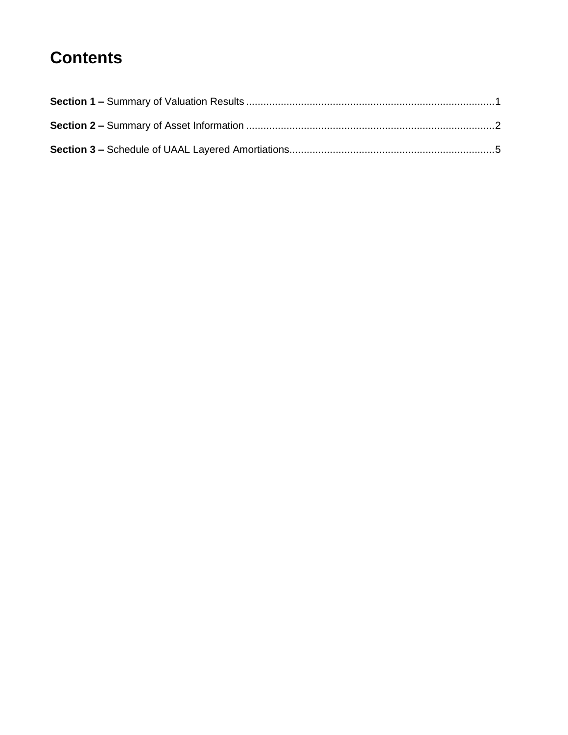# Contents

**Section 1 –** Summary of Valuation Results ......................................................................................1

**Section 2 –** Summary of Asset Information ......................................................................................2

**Section 3 –** Schedule of UAAL Layered Amortiations.......................................................................5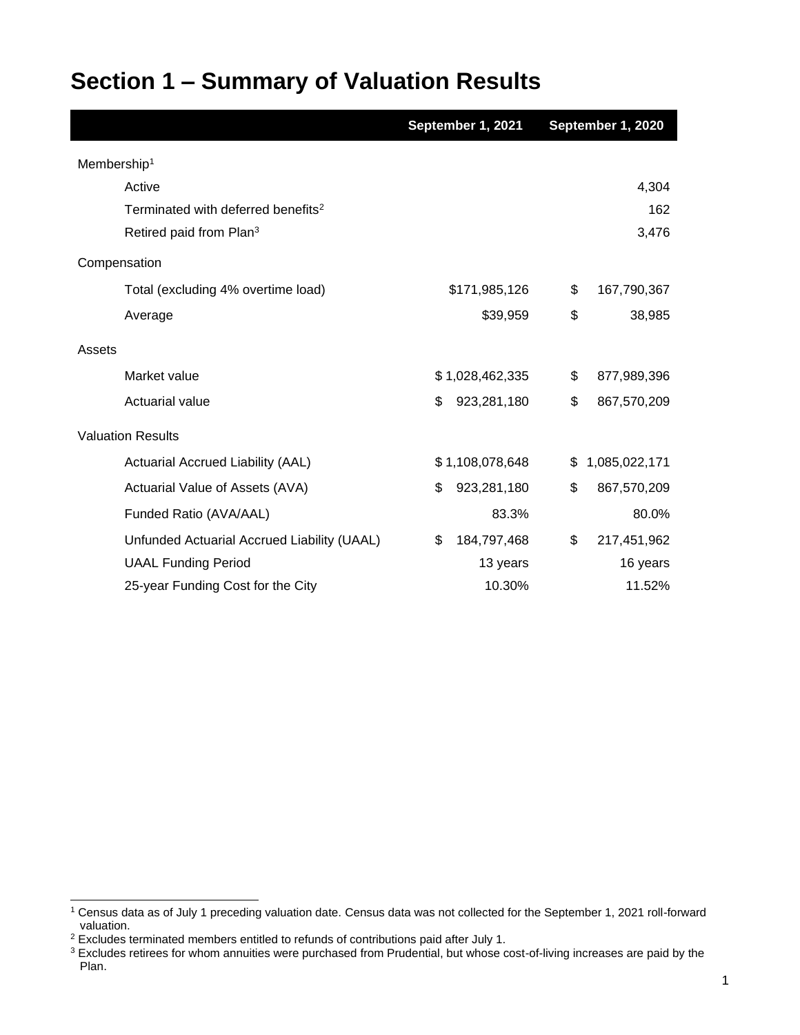# Section 1 – Summary of Valuation Results

| | September 1, 2021 | September 1, 2020 |
|---|---|---|
| Membership[1] | | |
| Active | | 4,304 |
| Terminated with deferred benefits[2] | | 162 |
| Retired paid from Plan[3] | | 3,476 |
| Compensation | | |
| Total (excluding 4% overtime load) | $171,985,126 | $ 167,790,367 |
| Average | $39,959 | $ 38,985 |
| Assets | | |
| Market value | $ 1,028,462,335 | $ 877,989,396 |
| Actuarial value | $ 923,281,180 | $ 867,570,209 |
| Valuation Results | | |
| Actuarial Accrued Liability (AAL) | $ 1,108,078,648 | $ 1,085,022,171 |
| Actuarial Value of Assets (AVA) | $ 923,281,180 | $ 867,570,209 |
| Funded Ratio (AVA/AAL) | 83.3% | 80.0% |
| Unfunded Actuarial Accrued Liability (UAAL) | $ 184,797,468 | $ 217,451,962 |
| UAAL Funding Period | 13 years | 16 years |
| 25-year Funding Cost for the City | 10.30% | 11.52% |

[1] Census data as of July 1 preceding valuation date. Census data was not collected for the September 1, 2021 roll-forward valuation.

[2] Excludes terminated members entitled to refunds of contributions paid after July 1.

[3] Excludes retirees for whom annuities were purchased from Prudential, but whose cost-of-living increases are paid by the Plan.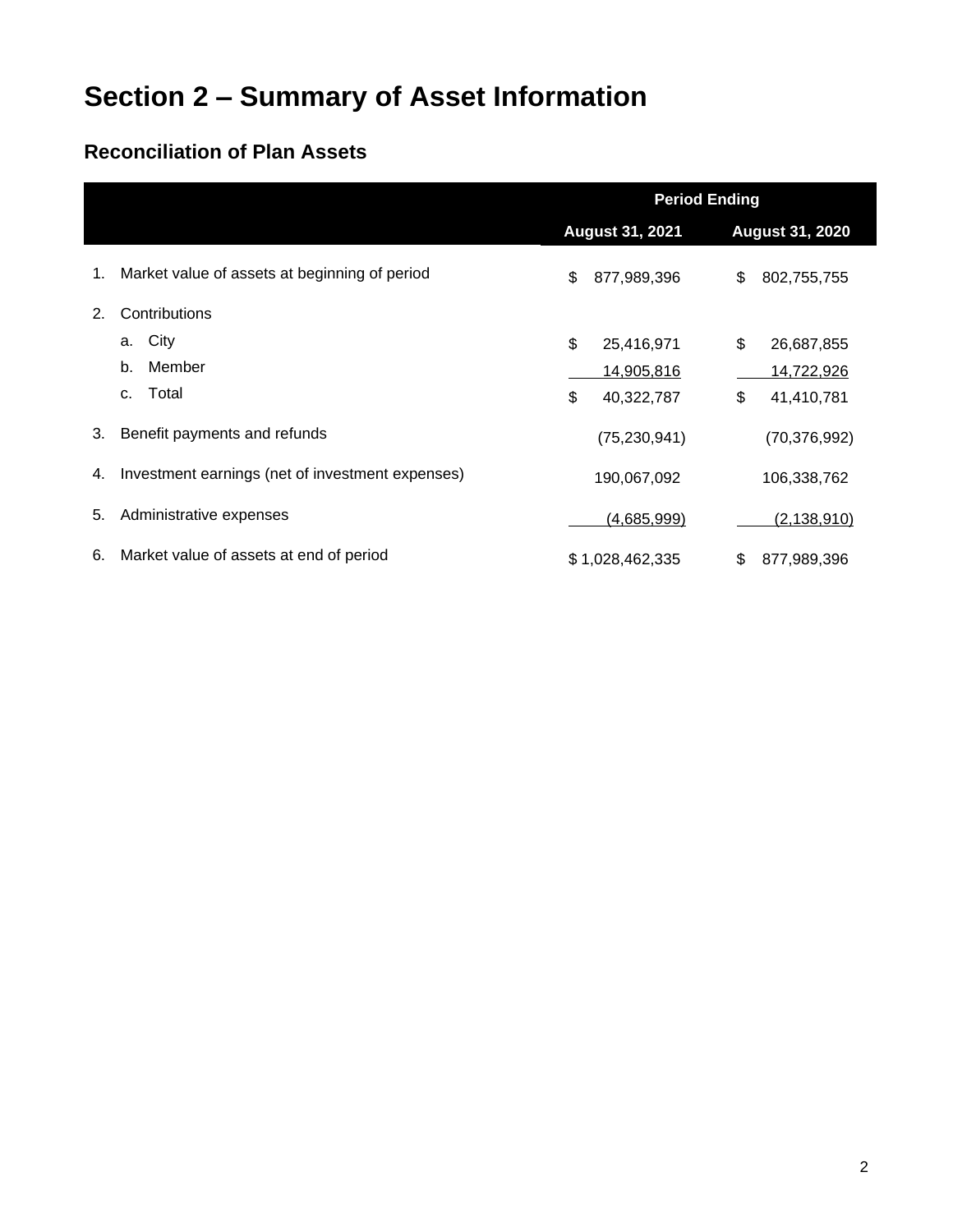# Section 2 – Summary of Asset Information

## Reconciliation of Plan Assets

| | | Period Ending | |
|---|---|---|---|
| | | August 31, 2021 | August 31, 2020 |
| 1. | Market value of assets at beginning of period | $ 877,989,396 | $ 802,755,755 |
| 2. | Contributions | | |
| | a. City | $ 25,416,971 | $ 26,687,855 |
| | b. Member | 14,905,816 | 14,722,926 |
| | c. Total | $ 40,322,787 | $ 41,410,781 |
| 3. | Benefit payments and refunds | (75,230,941) | (70,376,992) |
| 4. | Investment earnings (net of investment expenses) | 190,067,092 | 106,338,762 |
| 5. | Administrative expenses | (4,685,999) | (2,138,910) |
| 6. | Market value of assets at end of period | $ 1,028,462,335 | $ 877,989,396 |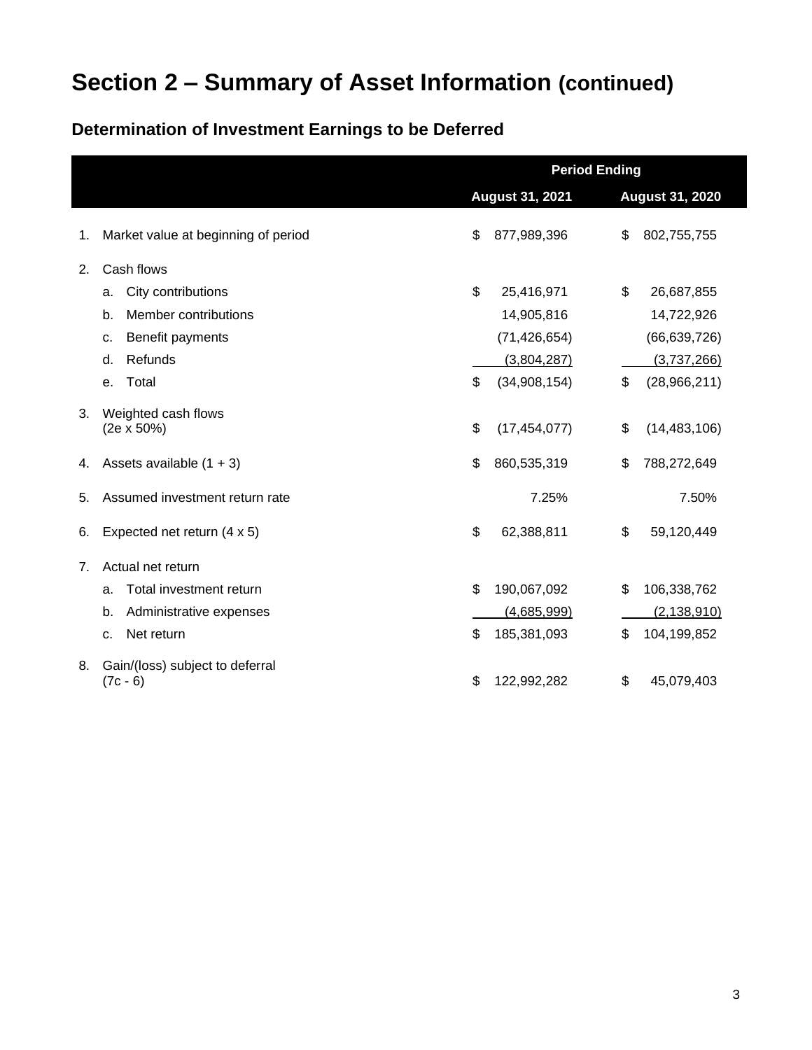# Section 2 – Summary of Asset Information (continued)

## Determination of Investment Earnings to be Deferred

| | | Period Ending | |
|---|---|---|---|
| | | August 31, 2021 | August 31, 2020 |
| 1. | Market value at beginning of period | $ 877,989,396 | $ 802,755,755 |
| 2. | Cash flows | | |
| | a. City contributions | $ 25,416,971 | $ 26,687,855 |
| | b. Member contributions | 14,905,816 | 14,722,926 |
| | c. Benefit payments | (71,426,654) | (66,639,726) |
| | d. Refunds | (3,804,287) | (3,737,266) |
| | e. Total | $ (34,908,154) | $ (28,966,211) |
| 3. | Weighted cash flows (2e x 50%) | $ (17,454,077) | $ (14,483,106) |
| 4. | Assets available (1 + 3) | $ 860,535,319 | $ 788,272,649 |
| 5. | Assumed investment return rate | 7.25% | 7.50% |
| 6. | Expected net return (4 x 5) | $ 62,388,811 | $ 59,120,449 |
| 7. | Actual net return | | |
| | a. Total investment return | $ 190,067,092 | $ 106,338,762 |
| | b. Administrative expenses | (4,685,999) | (2,138,910) |
| | c. Net return | $ 185,381,093 | $ 104,199,852 |
| 8. | Gain/(loss) subject to deferral (7c - 6) | $ 122,992,282 | $ 45,079,403 |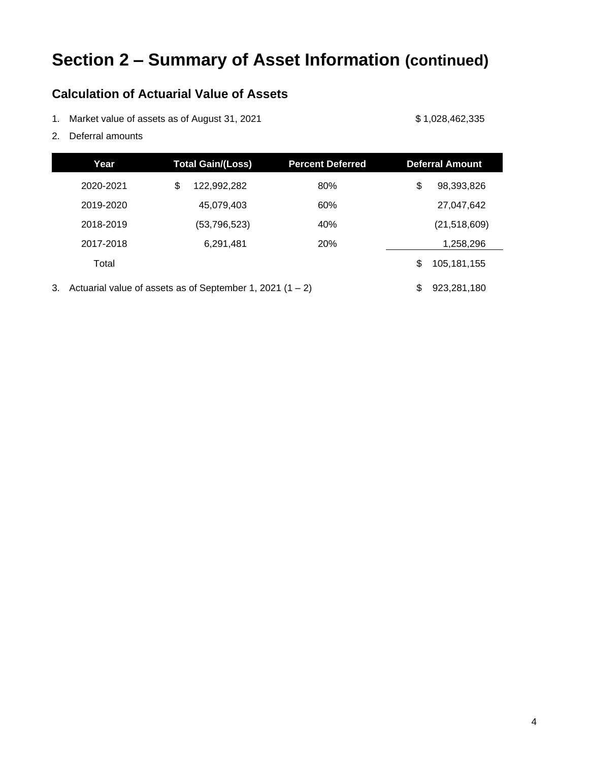# Section 2 – Summary of Asset Information (continued)

## Calculation of Actuarial Value of Assets

1. Market value of assets as of August 31, 2021 $ 1,028,462,335
2. Deferral amounts

| Year | Total Gain/(Loss) | Percent Deferred | Deferral Amount |
|---|---|---|---|
| 2020-2021 | $ 122,992,282 | 80% | $ 98,393,826 |
| 2019-2020 | 45,079,403 | 60% | 27,047,642 |
| 2018-2019 | (53,796,523) | 40% | (21,518,609) |
| 2017-2018 | 6,291,481 | 20% | 1,258,296 |
| Total | | | $ 105,181,155 |

3. Actuarial value of assets as of September 1, 2021 (1 – 2) $ 923,281,180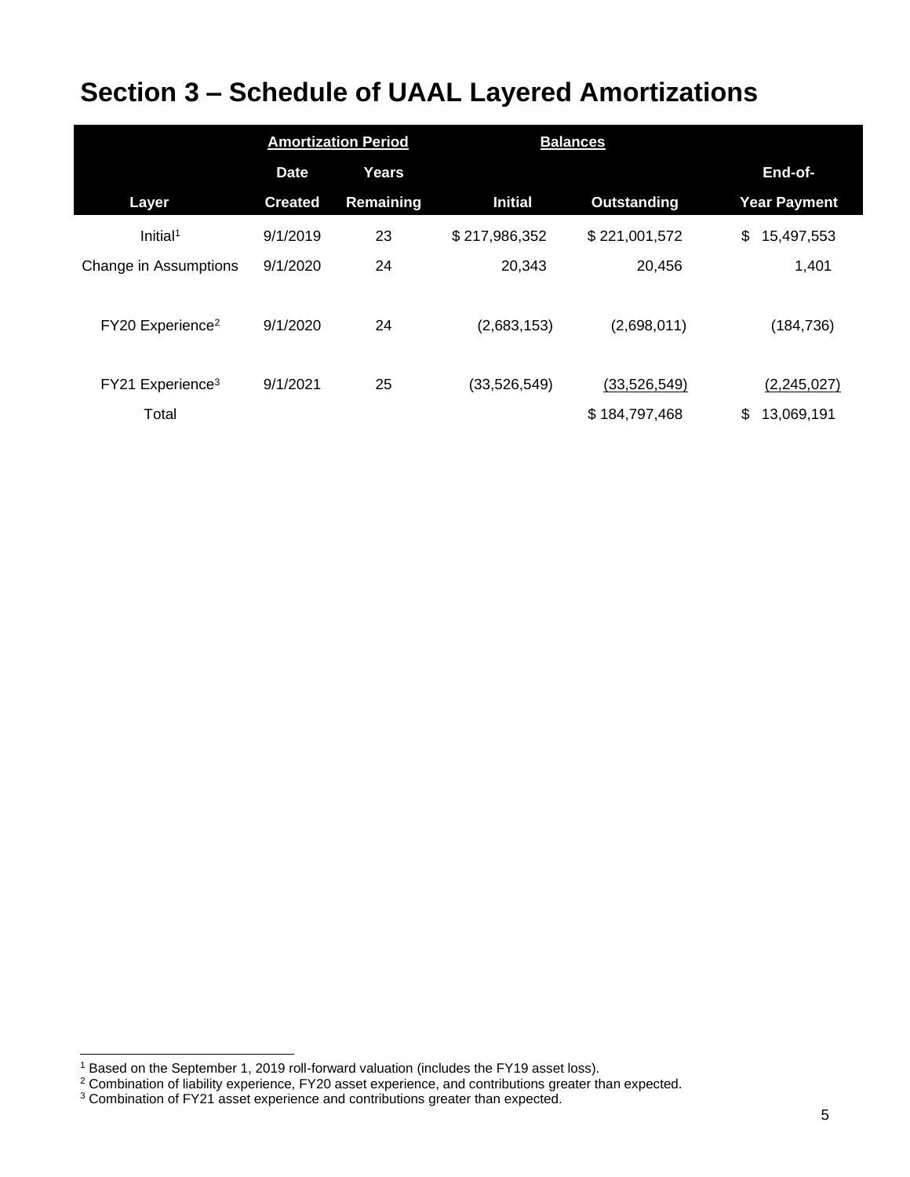# Section 3 – Schedule of UAAL Layered Amortizations

| | Amortization Period | | Balances | | |
|---|---|---|---|---|---|
| Layer | Date Created | Years Remaining | Initial | Outstanding | End-of-Year Payment |
| Initial[1] | 9/1/2019 | 23 | $ 217,986,352 | $ 221,001,572 | $ 15,497,553 |
| Change in Assumptions | 9/1/2020 | 24 | 20,343 | 20,456 | 1,401 |
| FY20 Experience[2] | 9/1/2020 | 24 | (2,683,153) | (2,698,011) | (184,736) |
| FY21 Experience[3] | 9/1/2021 | 25 | (33,526,549) | (33,526,549) | (2,245,027) |
| Total | | | | $ 184,797,468 | $ 13,069,191 |

[1] Based on the September 1, 2019 roll-forward valuation (includes the FY19 asset loss).
[2] Combination of liability experience, FY20 asset experience, and contributions greater than expected.
[3] Combination of FY21 asset experience and contributions greater than expected.